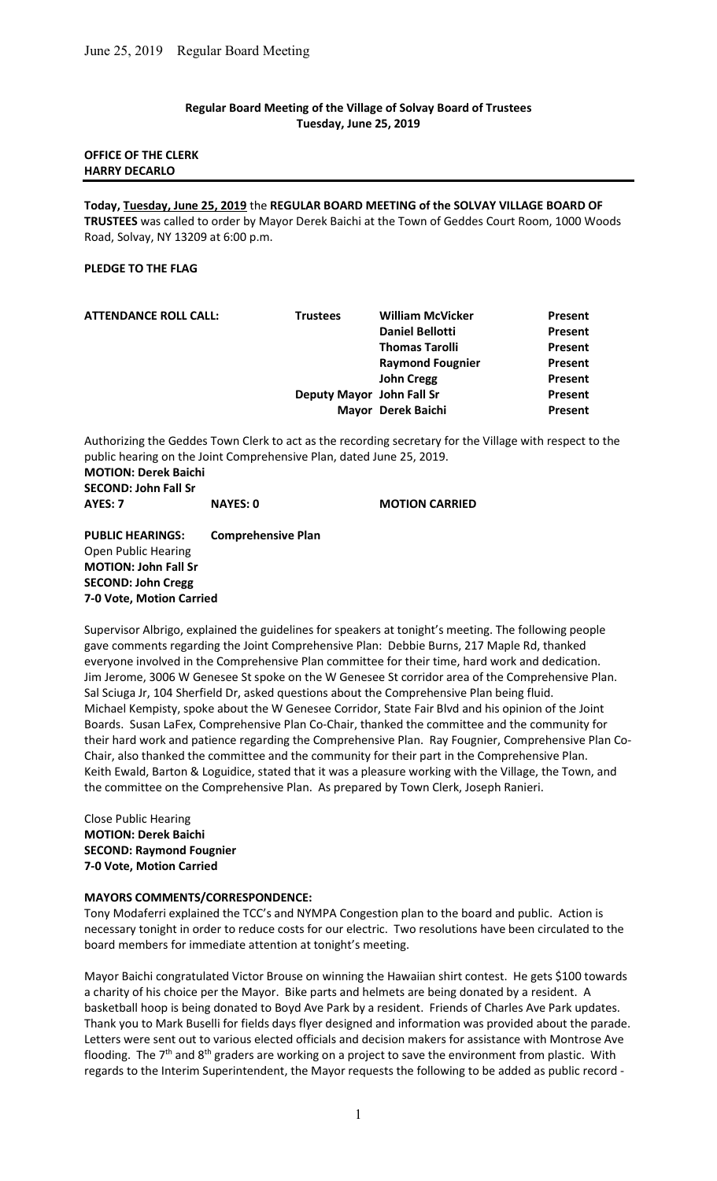**Regular Board Meeting of the Village of Solvay Board of Trustees**
**Tuesday, June 25, 2019**

**OFFICE OF THE CLERK**
**HARRY DECARLO**

---

**Today, Tuesday, June 25, 2019** the **REGULAR BOARD MEETING of the SOLVAY VILLAGE BOARD OF TRUSTEES** was called to order by Mayor Derek Baichi at the Town of Geddes Court Room, 1000 Woods Road, Solvay, NY 13209 at 6:00 p.m.

**PLEDGE TO THE FLAG**

| ATTENDANCE ROLL CALL: | | | |
|---|---|---|---|
| | Trustees | William McVicker | Present |
| | | Daniel Bellotti | Present |
| | | Thomas Tarolli | Present |
| | | Raymond Fougnier | Present |
| | | John Cregg | Present |
| | Deputy Mayor | John Fall Sr | Present |
| | Mayor | Derek Baichi | Present |

Authorizing the Geddes Town Clerk to act as the recording secretary for the Village with respect to the public hearing on the Joint Comprehensive Plan, dated June 25, 2019.
**MOTION: Derek Baichi**
**SECOND: John Fall Sr**
**AYES: 7 NAYES: 0 MOTION CARRIED**

**PUBLIC HEARINGS: Comprehensive Plan**
Open Public Hearing
**MOTION: John Fall Sr**
**SECOND: John Cregg**
**7-0 Vote, Motion Carried**

Supervisor Albrigo, explained the guidelines for speakers at tonight's meeting. The following people gave comments regarding the Joint Comprehensive Plan: Debbie Burns, 217 Maple Rd, thanked everyone involved in the Comprehensive Plan committee for their time, hard work and dedication. Jim Jerome, 3006 W Genesee St spoke on the W Genesee St corridor area of the Comprehensive Plan. Sal Sciuga Jr, 104 Sherfield Dr, asked questions about the Comprehensive Plan being fluid. Michael Kempisty, spoke about the W Genesee Corridor, State Fair Blvd and his opinion of the Joint Boards. Susan LaFex, Comprehensive Plan Co-Chair, thanked the committee and the community for their hard work and patience regarding the Comprehensive Plan. Ray Fougnier, Comprehensive Plan Co-Chair, also thanked the committee and the community for their part in the Comprehensive Plan. Keith Ewald, Barton & Loguidice, stated that it was a pleasure working with the Village, the Town, and the committee on the Comprehensive Plan. As prepared by Town Clerk, Joseph Ranieri.

Close Public Hearing
**MOTION: Derek Baichi**
**SECOND: Raymond Fougnier**
**7-0 Vote, Motion Carried**

**MAYORS COMMENTS/CORRESPONDENCE:**
Tony Modaferri explained the TCC's and NYMPA Congestion plan to the board and public. Action is necessary tonight in order to reduce costs for our electric. Two resolutions have been circulated to the board members for immediate attention at tonight's meeting.

Mayor Baichi congratulated Victor Brouse on winning the Hawaiian shirt contest. He gets $100 towards a charity of his choice per the Mayor. Bike parts and helmets are being donated by a resident. A basketball hoop is being donated to Boyd Ave Park by a resident. Friends of Charles Ave Park updates. Thank you to Mark Buselli for fields days flyer designed and information was provided about the parade. Letters were sent out to various elected officials and decision makers for assistance with Montrose Ave flooding. The 7th and 8th graders are working on a project to save the environment from plastic. With regards to the Interim Superintendent, the Mayor requests the following to be added as public record -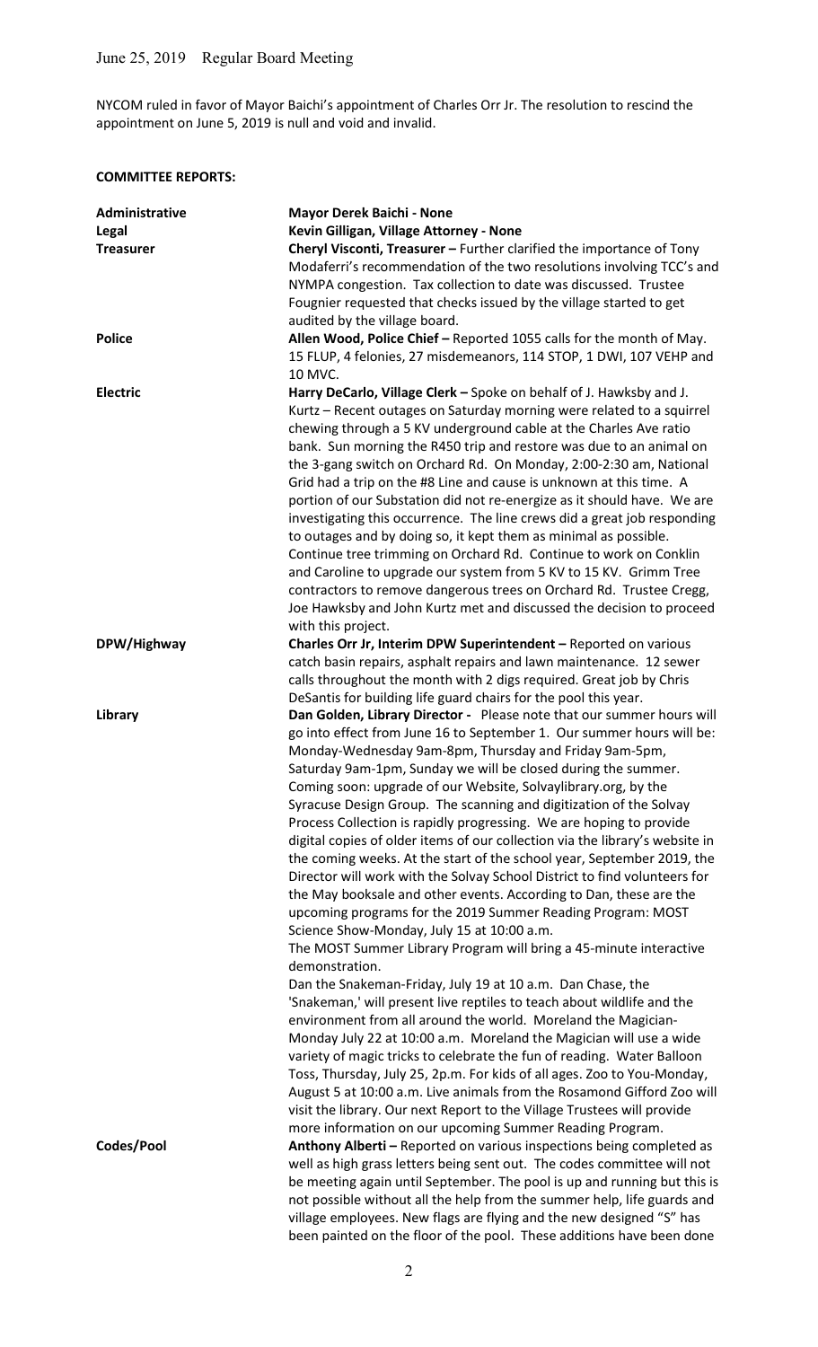June 25, 2019 Regular Board Meeting

NYCOM ruled in favor of Mayor Baichi's appointment of Charles Orr Jr. The resolution to rescind the appointment on June 5, 2019 is null and void and invalid.

**COMMITTEE REPORTS:**

| | |
|---|---|
| **Administrative** | **Mayor Derek Baichi - None** |
| **Legal** | **Kevin Gilligan, Village Attorney - None** |
| **Treasurer** | **Cheryl Visconti, Treasurer –** Further clarified the importance of Tony Modaferri's recommendation of the two resolutions involving TCC's and NYMPA congestion. Tax collection to date was discussed. Trustee Fougnier requested that checks issued by the village started to get audited by the village board. |
| **Police** | **Allen Wood, Police Chief –** Reported 1055 calls for the month of May. 15 FLUP, 4 felonies, 27 misdemeanors, 114 STOP, 1 DWI, 107 VEHP and 10 MVC. |
| **Electric** | **Harry DeCarlo, Village Clerk –** Spoke on behalf of J. Hawksby and J. Kurtz – Recent outages on Saturday morning were related to a squirrel chewing through a 5 KV underground cable at the Charles Ave ratio bank. Sun morning the R450 trip and restore was due to an animal on the 3-gang switch on Orchard Rd. On Monday, 2:00-2:30 am, National Grid had a trip on the #8 Line and cause is unknown at this time. A portion of our Substation did not re-energize as it should have. We are investigating this occurrence. The line crews did a great job responding to outages and by doing so, it kept them as minimal as possible. Continue tree trimming on Orchard Rd. Continue to work on Conklin and Caroline to upgrade our system from 5 KV to 15 KV. Grimm Tree contractors to remove dangerous trees on Orchard Rd. Trustee Cregg, Joe Hawksby and John Kurtz met and discussed the decision to proceed with this project. |
| **DPW/Highway** | **Charles Orr Jr, Interim DPW Superintendent –** Reported on various catch basin repairs, asphalt repairs and lawn maintenance. 12 sewer calls throughout the month with 2 digs required. Great job by Chris DeSantis for building life guard chairs for the pool this year. |
| **Library** | **Dan Golden, Library Director -** Please note that our summer hours will go into effect from June 16 to September 1. Our summer hours will be: Monday-Wednesday 9am-8pm, Thursday and Friday 9am-5pm, Saturday 9am-1pm, Sunday we will be closed during the summer. Coming soon: upgrade of our Website, Solvaylibrary.org, by the Syracuse Design Group. The scanning and digitization of the Solvay Process Collection is rapidly progressing. We are hoping to provide digital copies of older items of our collection via the library's website in the coming weeks. At the start of the school year, September 2019, the Director will work with the Solvay School District to find volunteers for the May booksale and other events. According to Dan, these are the upcoming programs for the 2019 Summer Reading Program: MOST Science Show-Monday, July 15 at 10:00 a.m. The MOST Summer Library Program will bring a 45-minute interactive demonstration. Dan the Snakeman-Friday, July 19 at 10 a.m. Dan Chase, the 'Snakeman,' will present live reptiles to teach about wildlife and the environment from all around the world. Moreland the Magician-Monday July 22 at 10:00 a.m. Moreland the Magician will use a wide variety of magic tricks to celebrate the fun of reading. Water Balloon Toss, Thursday, July 25, 2p.m. For kids of all ages. Zoo to You-Monday, August 5 at 10:00 a.m. Live animals from the Rosamond Gifford Zoo will visit the library. Our next Report to the Village Trustees will provide more information on our upcoming Summer Reading Program. |
| **Codes/Pool** | **Anthony Alberti –** Reported on various inspections being completed as well as high grass letters being sent out. The codes committee will not be meeting again until September. The pool is up and running but this is not possible without all the help from the summer help, life guards and village employees. New flags are flying and the new designed "S" has been painted on the floor of the pool. These additions have been done |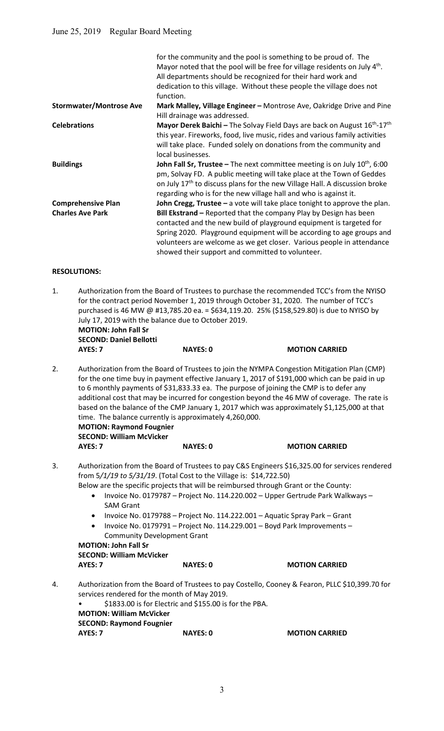| | |
|---|---|
| | for the community and the pool is something to be proud of. The Mayor noted that the pool will be free for village residents on July 4th. All departments should be recognized for their hard work and dedication to this village. Without these people the village does not function. |
| **Stormwater/Montrose Ave** | **Mark Malley, Village Engineer –** Montrose Ave, Oakridge Drive and Pine Hill drainage was addressed. |
| **Celebrations** | **Mayor Derek Baichi –** The Solvay Field Days are back on August 16th-17th this year. Fireworks, food, live music, rides and various family activities will take place. Funded solely on donations from the community and local businesses. |
| **Buildings** | **John Fall Sr, Trustee –** The next committee meeting is on July 10th, 6:00 pm, Solvay FD. A public meeting will take place at the Town of Geddes on July 17th to discuss plans for the new Village Hall. A discussion broke regarding who is for the new village hall and who is against it. |
| **Comprehensive Plan** | **John Cregg, Trustee –** a vote will take place tonight to approve the plan. |
| **Charles Ave Park** | **Bill Ekstrand –** Reported that the company Play by Design has been contacted and the new build of playground equipment is targeted for Spring 2020. Playground equipment will be according to age groups and volunteers are welcome as we get closer. Various people in attendance showed their support and committed to volunteer. |

**RESOLUTIONS:**

1. Authorization from the Board of Trustees to purchase the recommended TCC's from the NYISO for the contract period November 1, 2019 through October 31, 2020. The number of TCC's purchased is 46 MW @ #13,785.20 ea. = $634,119.20. 25% ($158,529.80) is due to NYISO by July 17, 2019 with the balance due to October 2019.
   **MOTION: John Fall Sr**
   **SECOND: Daniel Bellotti**
   **AYES: 7** **NAYES: 0** **MOTION CARRIED**

2. Authorization from the Board of Trustees to join the NYMPA Congestion Mitigation Plan (CMP) for the one time buy in payment effective January 1, 2017 of $191,000 which can be paid in up to 6 monthly payments of $31,833.33 ea. The purpose of joining the CMP is to defer any additional cost that may be incurred for congestion beyond the 46 MW of coverage. The rate is based on the balance of the CMP January 1, 2017 which was approximately $1,125,000 at that time. The balance currently is approximately 4,260,000.
   **MOTION: Raymond Fougnier**
   **SECOND: William McVicker**
   **AYES: 7** **NAYES: 0** **MOTION CARRIED**

3. Authorization from the Board of Trustees to pay C&S Engineers $16,325.00 for services rendered from *5/1/19 to 5/31/19*. (Total Cost to the Village is: $14,722.50)
   Below are the specific projects that will be reimbursed through Grant or the County:
   - Invoice No. 0179787 – Project No. 114.220.002 – Upper Gertrude Park Walkways – SAM Grant
   - Invoice No. 0179788 – Project No. 114.222.001 – Aquatic Spray Park – Grant
   - Invoice No. 0179791 – Project No. 114.229.001 – Boyd Park Improvements – Community Development Grant

   **MOTION: John Fall Sr**
   **SECOND: William McVicker**
   **AYES: 7** **NAYES: 0** **MOTION CARRIED**

4. Authorization from the Board of Trustees to pay Costello, Cooney & Fearon, PLLC $10,399.70 for services rendered for the month of May 2019.
   - $1833.00 is for Electric and $155.00 is for the PBA.

   **MOTION: William McVicker**
   **SECOND: Raymond Fougnier**
   **AYES: 7** **NAYES: 0** **MOTION CARRIED**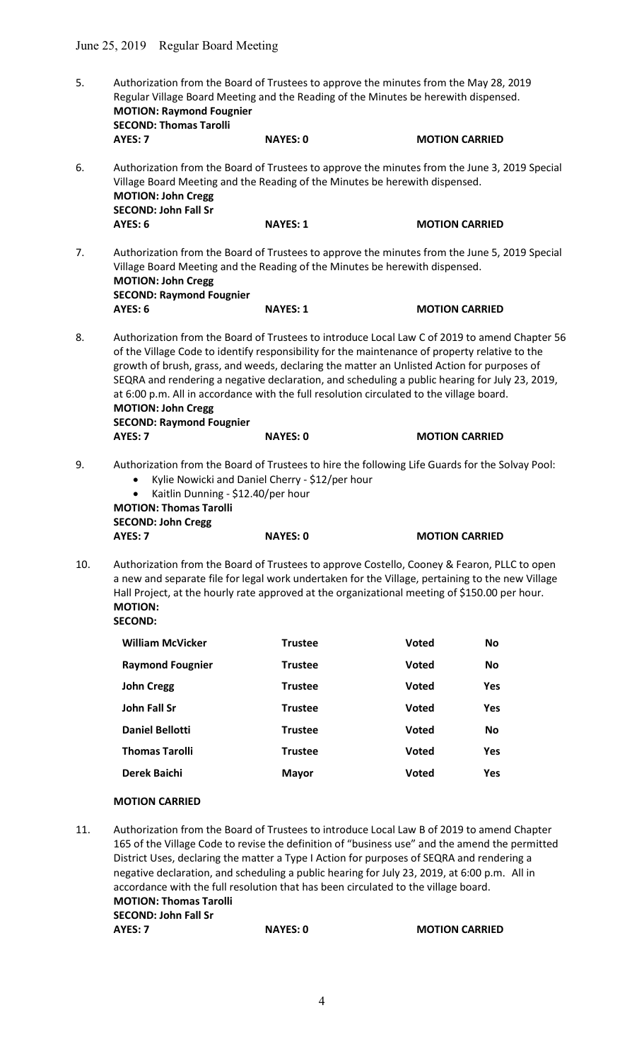5. Authorization from the Board of Trustees to approve the minutes from the May 28, 2019 Regular Village Board Meeting and the Reading of the Minutes be herewith dispensed.
**MOTION: Raymond Fougnier**
**SECOND: Thomas Tarolli**
**AYES: 7** **NAYES: 0** **MOTION CARRIED**

6. Authorization from the Board of Trustees to approve the minutes from the June 3, 2019 Special Village Board Meeting and the Reading of the Minutes be herewith dispensed.
**MOTION: John Cregg**
**SECOND: John Fall Sr**
**AYES: 6** **NAYES: 1** **MOTION CARRIED**

7. Authorization from the Board of Trustees to approve the minutes from the June 5, 2019 Special Village Board Meeting and the Reading of the Minutes be herewith dispensed.
**MOTION: John Cregg**
**SECOND: Raymond Fougnier**
**AYES: 6** **NAYES: 1** **MOTION CARRIED**

8. Authorization from the Board of Trustees to introduce Local Law C of 2019 to amend Chapter 56 of the Village Code to identify responsibility for the maintenance of property relative to the growth of brush, grass, and weeds, declaring the matter an Unlisted Action for purposes of SEQRA and rendering a negative declaration, and scheduling a public hearing for July 23, 2019, at 6:00 p.m. All in accordance with the full resolution circulated to the village board.
**MOTION: John Cregg**
**SECOND: Raymond Fougnier**
**AYES: 7** **NAYES: 0** **MOTION CARRIED**

9. Authorization from the Board of Trustees to hire the following Life Guards for the Solvay Pool:
   - Kylie Nowicki and Daniel Cherry - $12/per hour
   - Kaitlin Dunning - $12.40/per hour

   **MOTION: Thomas Tarolli**
   **SECOND: John Cregg**
   **AYES: 7** **NAYES: 0** **MOTION CARRIED**

10. Authorization from the Board of Trustees to approve Costello, Cooney & Fearon, PLLC to open a new and separate file for legal work undertaken for the Village, pertaining to the new Village Hall Project, at the hourly rate approved at the organizational meeting of $150.00 per hour.
**MOTION:**
**SECOND:**

| | | | |
|---|---|---|---|
| **William McVicker** | **Trustee** | **Voted** | **No** |
| **Raymond Fougnier** | **Trustee** | **Voted** | **No** |
| **John Cregg** | **Trustee** | **Voted** | **Yes** |
| **John Fall Sr** | **Trustee** | **Voted** | **Yes** |
| **Daniel Bellotti** | **Trustee** | **Voted** | **No** |
| **Thomas Tarolli** | **Trustee** | **Voted** | **Yes** |
| **Derek Baichi** | **Mayor** | **Voted** | **Yes** |

**MOTION CARRIED**

11. Authorization from the Board of Trustees to introduce Local Law B of 2019 to amend Chapter 165 of the Village Code to revise the definition of "business use" and the amend the permitted District Uses, declaring the matter a Type I Action for purposes of SEQRA and rendering a negative declaration, and scheduling a public hearing for July 23, 2019, at 6:00 p.m. All in accordance with the full resolution that has been circulated to the village board.
**MOTION: Thomas Tarolli**
**SECOND: John Fall Sr**
**AYES: 7** **NAYES: 0** **MOTION CARRIED**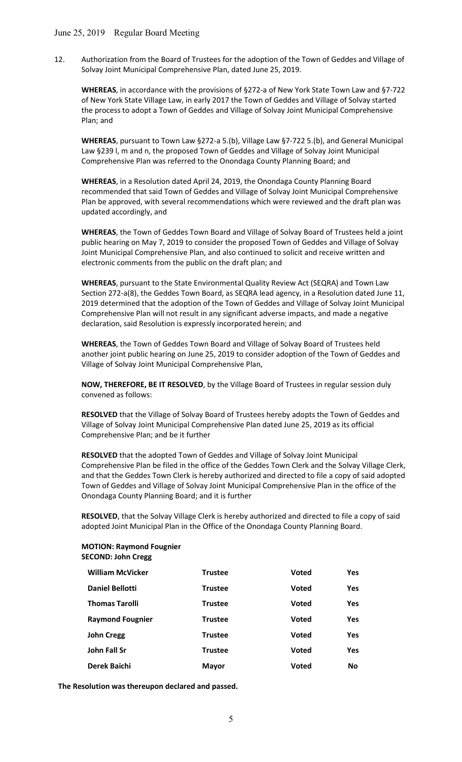12. Authorization from the Board of Trustees for the adoption of the Town of Geddes and Village of Solvay Joint Municipal Comprehensive Plan, dated June 25, 2019.

**WHEREAS**, in accordance with the provisions of §272-a of New York State Town Law and §7-722 of New York State Village Law, in early 2017 the Town of Geddes and Village of Solvay started the process to adopt a Town of Geddes and Village of Solvay Joint Municipal Comprehensive Plan; and

**WHEREAS**, pursuant to Town Law §272-a 5.(b), Village Law §7-722 5.(b), and General Municipal Law §239 l, m and n, the proposed Town of Geddes and Village of Solvay Joint Municipal Comprehensive Plan was referred to the Onondaga County Planning Board; and

**WHEREAS**, in a Resolution dated April 24, 2019, the Onondaga County Planning Board recommended that said Town of Geddes and Village of Solvay Joint Municipal Comprehensive Plan be approved, with several recommendations which were reviewed and the draft plan was updated accordingly, and

**WHEREAS**, the Town of Geddes Town Board and Village of Solvay Board of Trustees held a joint public hearing on May 7, 2019 to consider the proposed Town of Geddes and Village of Solvay Joint Municipal Comprehensive Plan, and also continued to solicit and receive written and electronic comments from the public on the draft plan; and

**WHEREAS**, pursuant to the State Environmental Quality Review Act (SEQRA) and Town Law Section 272-a(8), the Geddes Town Board, as SEQRA lead agency, in a Resolution dated June 11, 2019 determined that the adoption of the Town of Geddes and Village of Solvay Joint Municipal Comprehensive Plan will not result in any significant adverse impacts, and made a negative declaration, said Resolution is expressly incorporated herein; and

**WHEREAS**, the Town of Geddes Town Board and Village of Solvay Board of Trustees held another joint public hearing on June 25, 2019 to consider adoption of the Town of Geddes and Village of Solvay Joint Municipal Comprehensive Plan,

**NOW, THEREFORE, BE IT RESOLVED**, by the Village Board of Trustees in regular session duly convened as follows:

**RESOLVED** that the Village of Solvay Board of Trustees hereby adopts the Town of Geddes and Village of Solvay Joint Municipal Comprehensive Plan dated June 25, 2019 as its official Comprehensive Plan; and be it further

**RESOLVED** that the adopted Town of Geddes and Village of Solvay Joint Municipal Comprehensive Plan be filed in the office of the Geddes Town Clerk and the Solvay Village Clerk, and that the Geddes Town Clerk is hereby authorized and directed to file a copy of said adopted Town of Geddes and Village of Solvay Joint Municipal Comprehensive Plan in the office of the Onondaga County Planning Board; and it is further

**RESOLVED**, that the Solvay Village Clerk is hereby authorized and directed to file a copy of said adopted Joint Municipal Plan in the Office of the Onondaga County Planning Board.

**MOTION: Raymond Fougnier**
**SECOND: John Cregg**

| | | | |
|---|---|---|---|
| **William McVicker** | **Trustee** | **Voted** | **Yes** |
| **Daniel Bellotti** | **Trustee** | **Voted** | **Yes** |
| **Thomas Tarolli** | **Trustee** | **Voted** | **Yes** |
| **Raymond Fougnier** | **Trustee** | **Voted** | **Yes** |
| **John Cregg** | **Trustee** | **Voted** | **Yes** |
| **John Fall Sr** | **Trustee** | **Voted** | **Yes** |
| **Derek Baichi** | **Mayor** | **Voted** | **No** |

**The Resolution was thereupon declared and passed.**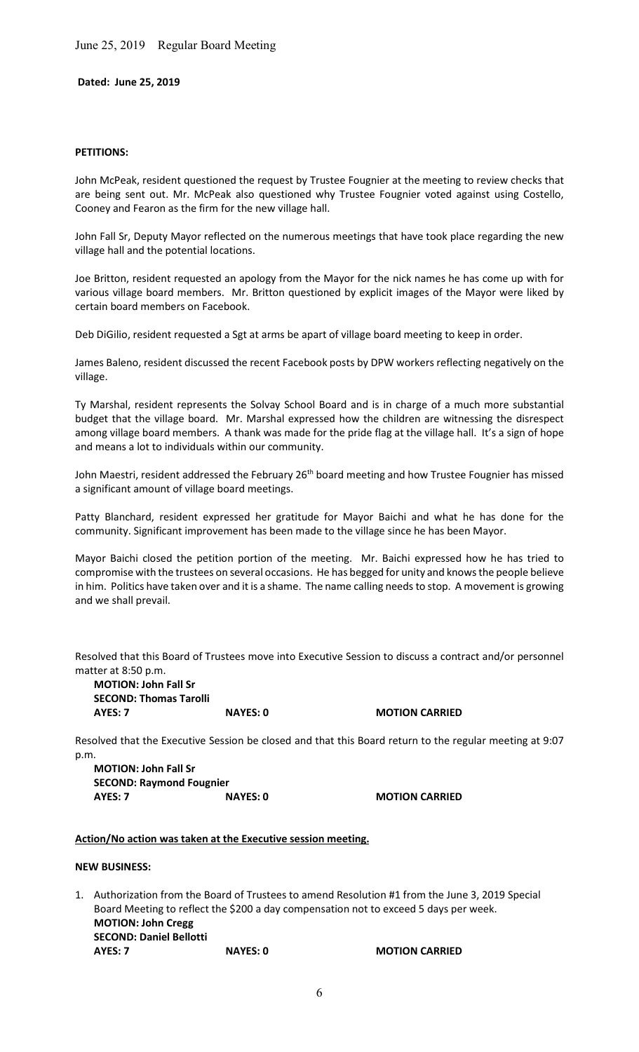**Dated: June 25, 2019**

**PETITIONS:**

John McPeak, resident questioned the request by Trustee Fougnier at the meeting to review checks that are being sent out. Mr. McPeak also questioned why Trustee Fougnier voted against using Costello, Cooney and Fearon as the firm for the new village hall.

John Fall Sr, Deputy Mayor reflected on the numerous meetings that have took place regarding the new village hall and the potential locations.

Joe Britton, resident requested an apology from the Mayor for the nick names he has come up with for various village board members. Mr. Britton questioned by explicit images of the Mayor were liked by certain board members on Facebook.

Deb DiGilio, resident requested a Sgt at arms be apart of village board meeting to keep in order.

James Baleno, resident discussed the recent Facebook posts by DPW workers reflecting negatively on the village.

Ty Marshal, resident represents the Solvay School Board and is in charge of a much more substantial budget that the village board. Mr. Marshal expressed how the children are witnessing the disrespect among village board members. A thank was made for the pride flag at the village hall. It's a sign of hope and means a lot to individuals within our community.

John Maestri, resident addressed the February 26th board meeting and how Trustee Fougnier has missed a significant amount of village board meetings.

Patty Blanchard, resident expressed her gratitude for Mayor Baichi and what he has done for the community. Significant improvement has been made to the village since he has been Mayor.

Mayor Baichi closed the petition portion of the meeting. Mr. Baichi expressed how he has tried to compromise with the trustees on several occasions. He has begged for unity and knows the people believe in him. Politics have taken over and it is a shame. The name calling needs to stop. A movement is growing and we shall prevail.

Resolved that this Board of Trustees move into Executive Session to discuss a contract and/or personnel matter at 8:50 p.m.

**MOTION: John Fall Sr**
**SECOND: Thomas Tarolli**
**AYES: 7** **NAYES: 0** **MOTION CARRIED**

Resolved that the Executive Session be closed and that this Board return to the regular meeting at 9:07 p.m.

**MOTION: John Fall Sr**
**SECOND: Raymond Fougnier**
**AYES: 7** **NAYES: 0** **MOTION CARRIED**

**Action/No action was taken at the Executive session meeting.**

**NEW BUSINESS:**

1. Authorization from the Board of Trustees to amend Resolution #1 from the June 3, 2019 Special Board Meeting to reflect the $200 a day compensation not to exceed 5 days per week.
   **MOTION: John Cregg**
   **SECOND: Daniel Bellotti**
   **AYES: 7** **NAYES: 0** **MOTION CARRIED**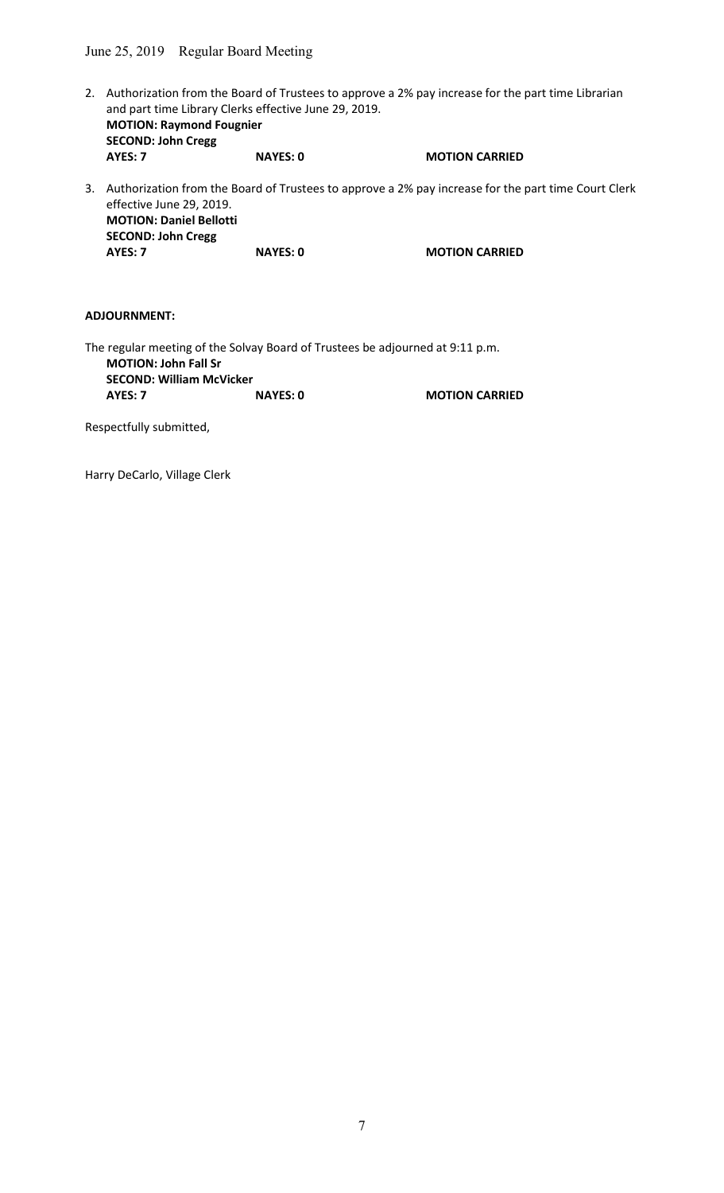2. Authorization from the Board of Trustees to approve a 2% pay increase for the part time Librarian and part time Library Clerks effective June 29, 2019.
   **MOTION: Raymond Fougnier**
   **SECOND: John Cregg**
   **AYES: 7** **NAYES: 0** **MOTION CARRIED**

3. Authorization from the Board of Trustees to approve a 2% pay increase for the part time Court Clerk effective June 29, 2019.
   **MOTION: Daniel Bellotti**
   **SECOND: John Cregg**
   **AYES: 7** **NAYES: 0** **MOTION CARRIED**

**ADJOURNMENT:**

The regular meeting of the Solvay Board of Trustees be adjourned at 9:11 p.m.

**MOTION: John Fall Sr**
**SECOND: William McVicker**
**AYES: 7** **NAYES: 0** **MOTION CARRIED**

Respectfully submitted,

Harry DeCarlo, Village Clerk